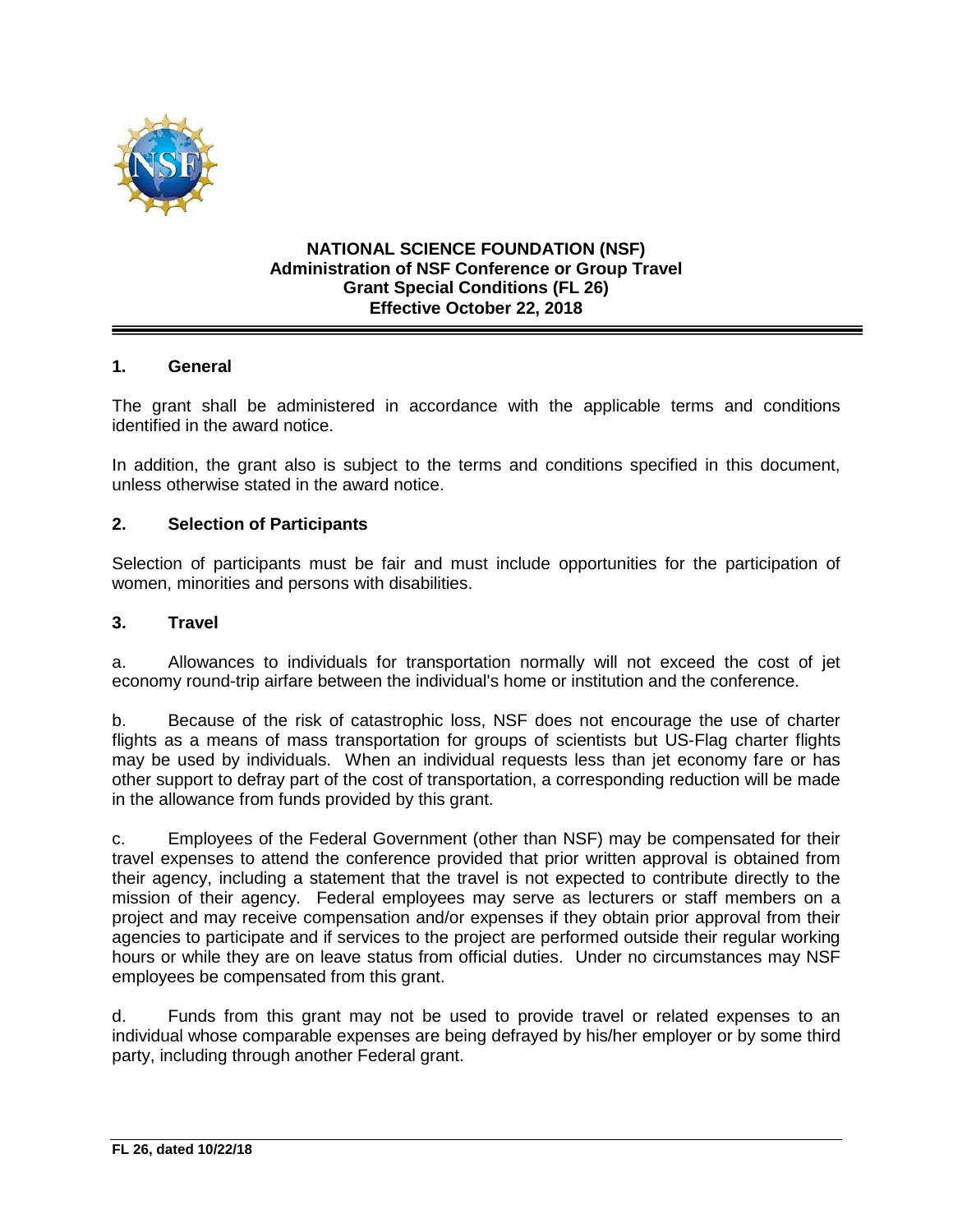**NATIONAL SCIENCE FOUNDATION (NSF)**
**Administration of NSF Conference or Group Travel**
**Grant Special Conditions (FL 26)**
**Effective October 22, 2018**

## 1. General

The grant shall be administered in accordance with the applicable terms and conditions identified in the award notice.

In addition, the grant also is subject to the terms and conditions specified in this document, unless otherwise stated in the award notice.

## 2. Selection of Participants

Selection of participants must be fair and must include opportunities for the participation of women, minorities and persons with disabilities.

## 3. Travel

a. Allowances to individuals for transportation normally will not exceed the cost of jet economy round-trip airfare between the individual's home or institution and the conference.

b. Because of the risk of catastrophic loss, NSF does not encourage the use of charter flights as a means of mass transportation for groups of scientists but US-Flag charter flights may be used by individuals. When an individual requests less than jet economy fare or has other support to defray part of the cost of transportation, a corresponding reduction will be made in the allowance from funds provided by this grant.

c. Employees of the Federal Government (other than NSF) may be compensated for their travel expenses to attend the conference provided that prior written approval is obtained from their agency, including a statement that the travel is not expected to contribute directly to the mission of their agency. Federal employees may serve as lecturers or staff members on a project and may receive compensation and/or expenses if they obtain prior approval from their agencies to participate and if services to the project are performed outside their regular working hours or while they are on leave status from official duties. Under no circumstances may NSF employees be compensated from this grant.

d. Funds from this grant may not be used to provide travel or related expenses to an individual whose comparable expenses are being defrayed by his/her employer or by some third party, including through another Federal grant.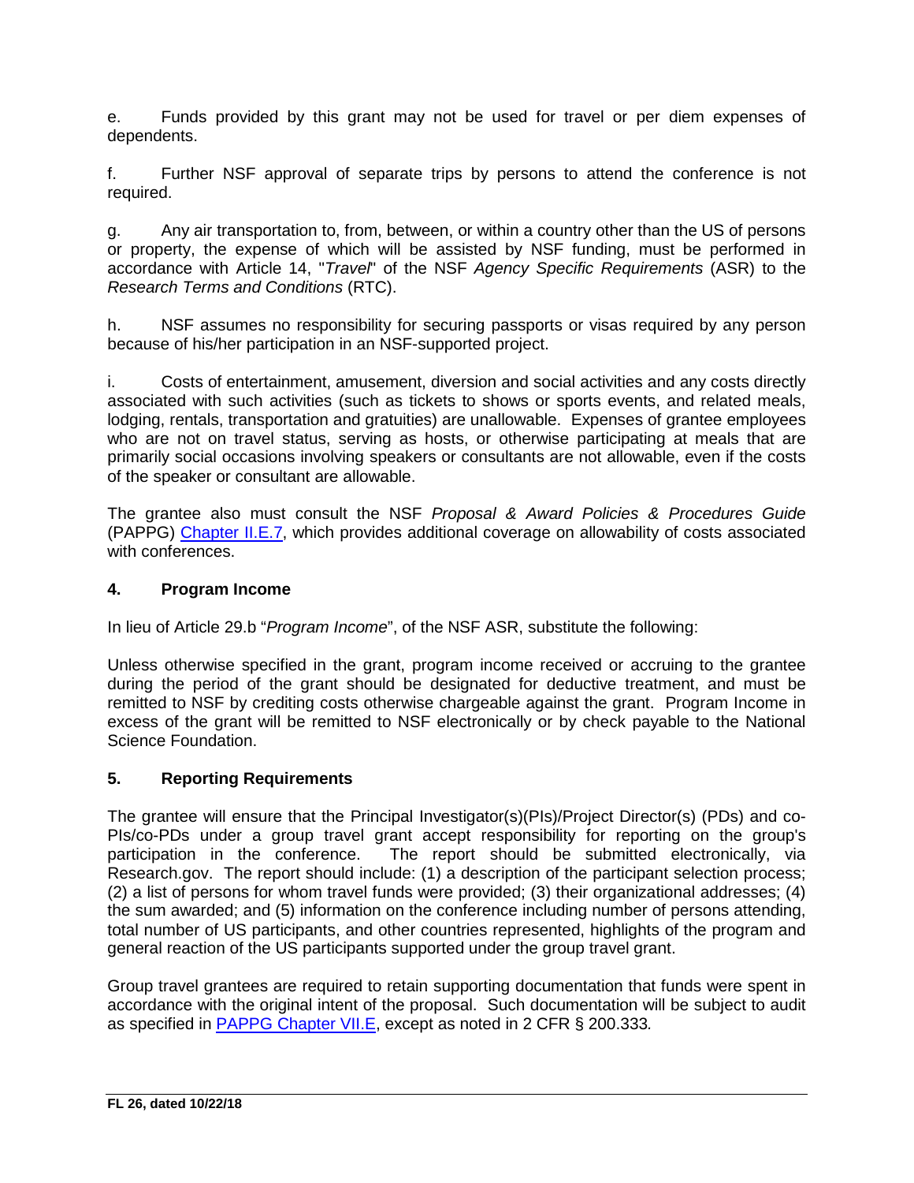e. Funds provided by this grant may not be used for travel or per diem expenses of dependents.

f. Further NSF approval of separate trips by persons to attend the conference is not required.

g. Any air transportation to, from, between, or within a country other than the US of persons or property, the expense of which will be assisted by NSF funding, must be performed in accordance with Article 14, "*Travel*" of the NSF *Agency Specific Requirements* (ASR) to the *Research Terms and Conditions* (RTC).

h. NSF assumes no responsibility for securing passports or visas required by any person because of his/her participation in an NSF-supported project.

i. Costs of entertainment, amusement, diversion and social activities and any costs directly associated with such activities (such as tickets to shows or sports events, and related meals, lodging, rentals, transportation and gratuities) are unallowable. Expenses of grantee employees who are not on travel status, serving as hosts, or otherwise participating at meals that are primarily social occasions involving speakers or consultants are not allowable, even if the costs of the speaker or consultant are allowable.

The grantee also must consult the NSF *Proposal & Award Policies & Procedures Guide* (PAPPG) Chapter II.E.7, which provides additional coverage on allowability of costs associated with conferences.

## 4. Program Income

In lieu of Article 29.b "*Program Income*", of the NSF ASR, substitute the following:

Unless otherwise specified in the grant, program income received or accruing to the grantee during the period of the grant should be designated for deductive treatment, and must be remitted to NSF by crediting costs otherwise chargeable against the grant. Program Income in excess of the grant will be remitted to NSF electronically or by check payable to the National Science Foundation.

## 5. Reporting Requirements

The grantee will ensure that the Principal Investigator(s)(PIs)/Project Director(s) (PDs) and co-PIs/co-PDs under a group travel grant accept responsibility for reporting on the group's participation in the conference. The report should be submitted electronically, via Research.gov. The report should include: (1) a description of the participant selection process; (2) a list of persons for whom travel funds were provided; (3) their organizational addresses; (4) the sum awarded; and (5) information on the conference including number of persons attending, total number of US participants, and other countries represented, highlights of the program and general reaction of the US participants supported under the group travel grant.

Group travel grantees are required to retain supporting documentation that funds were spent in accordance with the original intent of the proposal. Such documentation will be subject to audit as specified in PAPPG Chapter VII.E, except as noted in 2 CFR § 200.333*.*

**FL 26, dated 10/22/18**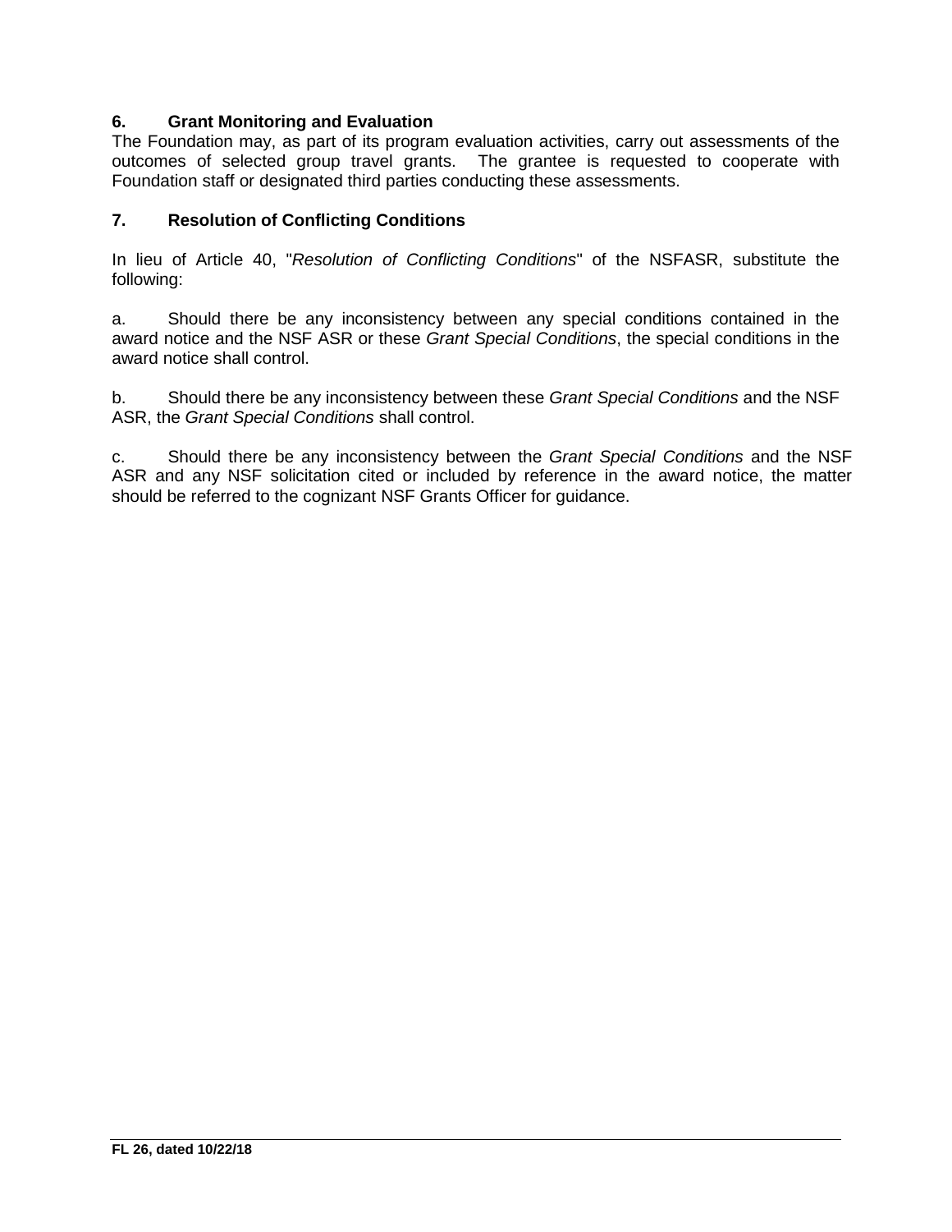### 6. Grant Monitoring and Evaluation

The Foundation may, as part of its program evaluation activities, carry out assessments of the outcomes of selected group travel grants. The grantee is requested to cooperate with Foundation staff or designated third parties conducting these assessments.

### 7. Resolution of Conflicting Conditions

In lieu of Article 40, "*Resolution of Conflicting Conditions*" of the NSFASR, substitute the following:

a. Should there be any inconsistency between any special conditions contained in the award notice and the NSF ASR or these *Grant Special Conditions*, the special conditions in the award notice shall control.

b. Should there be any inconsistency between these *Grant Special Conditions* and the NSF ASR, the *Grant Special Conditions* shall control.

c. Should there be any inconsistency between the *Grant Special Conditions* and the NSF ASR and any NSF solicitation cited or included by reference in the award notice, the matter should be referred to the cognizant NSF Grants Officer for guidance.

**FL 26, dated 10/22/18**